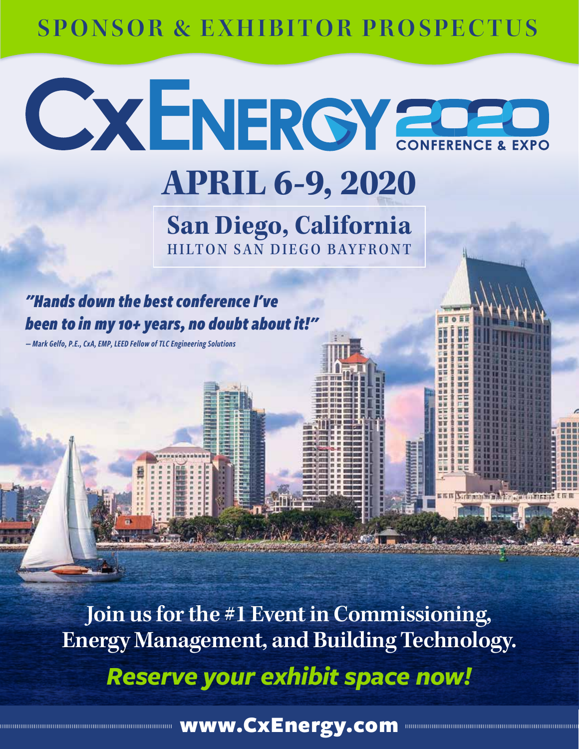SPONSOR & EXHIBITOR PROSPECTUS

# CxENERGY 2020

CONFERENCE & EXPO

## APRIL 6-9, 2020

### San Diego, California

HILTON SAN DIEGO BAYFRONT

*"Hands down the best conference I've been to in my 10+ years, no doubt about it!"*

*— Mark Gelfo, P.E., CxA, EMP, LEED Fellow of TLC Engineering Solutions*

**Join us for the #1 Event in Commissioning, Energy Management, and Building Technology.**

***Reserve your exhibit space now!***

**www.CxEnergy.com**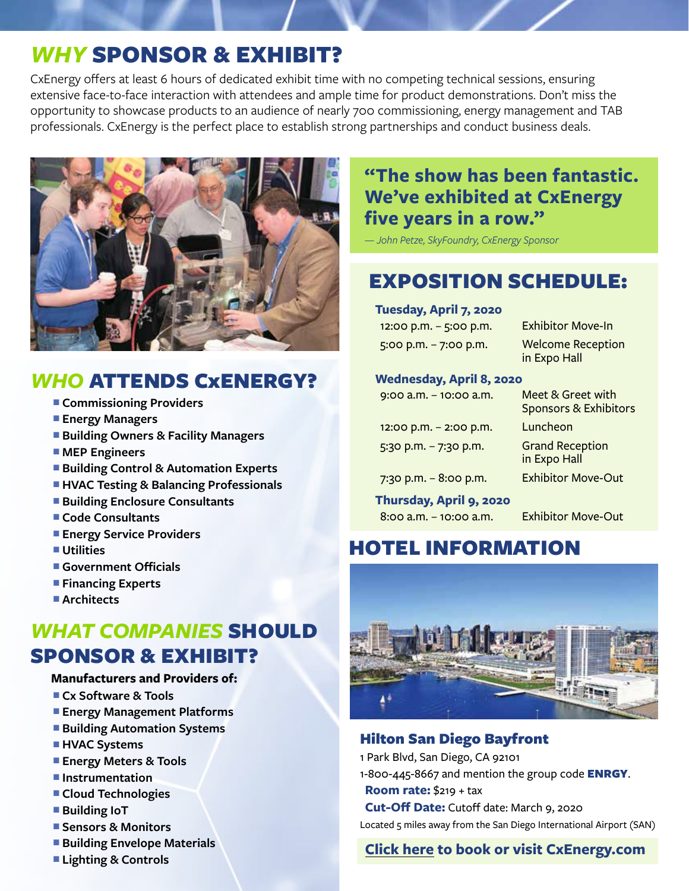# *WHY* SPONSOR & EXHIBIT?

CxEnergy offers at least 6 hours of dedicated exhibit time with no competing technical sessions, ensuring extensive face-to-face interaction with attendees and ample time for product demonstrations. Don't miss the opportunity to showcase products to an audience of nearly 700 commissioning, energy management and TAB professionals. CxEnergy is the perfect place to establish strong partnerships and conduct business deals.

## *WHO* ATTENDS CxENERGY?

- **Commissioning Providers**
- **Energy Managers**
- **Building Owners & Facility Managers**
- **MEP Engineers**
- **Building Control & Automation Experts**
- **HVAC Testing & Balancing Professionals**
- **Building Enclosure Consultants**
- **Code Consultants**
- **Energy Service Providers**
- **Utilities**
- **Government Officials**
- **Financing Experts**
- **Architects**

## *WHAT COMPANIES* SHOULD SPONSOR & EXHIBIT?

**Manufacturers and Providers of:**

- Cx Software & Tools
- Energy Management Platforms
- Building Automation Systems
- HVAC Systems
- Energy Meters & Tools
- Instrumentation
- Cloud Technologies
- Building IoT
- Sensors & Monitors
- Building Envelope Materials
- Lighting & Controls

**"The show has been fantastic. We've exhibited at CxEnergy five years in a row."**

*— John Petze, SkyFoundry, CxEnergy Sponsor*

## EXPOSITION SCHEDULE:

**Tuesday, April 7, 2020**

| | |
|---|---|
| 12:00 p.m. – 5:00 p.m. | Exhibitor Move-In |
| 5:00 p.m. – 7:00 p.m. | Welcome Reception in Expo Hall |

**Wednesday, April 8, 2020**

| | |
|---|---|
| 9:00 a.m. – 10:00 a.m. | Meet & Greet with Sponsors & Exhibitors |
| 12:00 p.m. – 2:00 p.m. | Luncheon |
| 5:30 p.m. – 7:30 p.m. | Grand Reception in Expo Hall |
| 7:30 p.m. – 8:00 p.m. | Exhibitor Move-Out |

**Thursday, April 9, 2020**

| | |
|---|---|
| 8:00 a.m. – 10:00 a.m. | Exhibitor Move-Out |

## HOTEL INFORMATION

### Hilton San Diego Bayfront

1 Park Blvd, San Diego, CA 92101

1-800-445-8667 and mention the group code **ENRGY**.

**Room rate:** $219 + tax

**Cut-Off Date:** Cutoff date: March 9, 2020

Located 5 miles away from the San Diego International Airport (SAN)

**Click here to book or visit CxEnergy.com**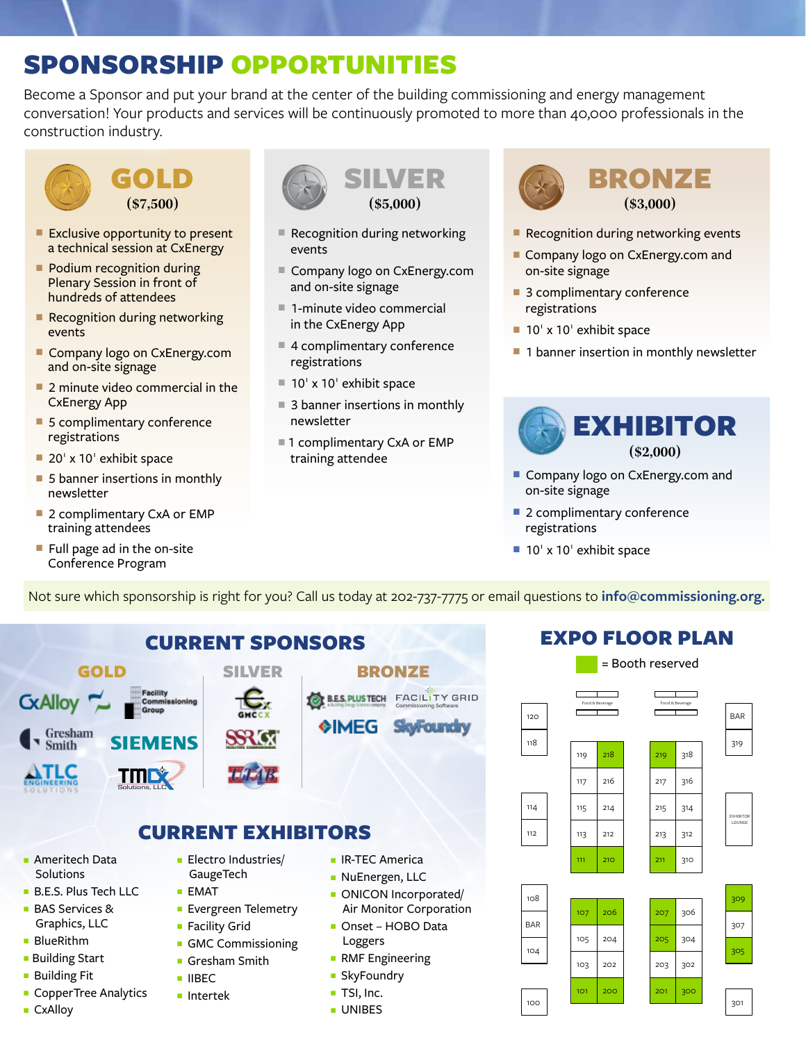# SPONSORSHIP OPPORTUNITIES

Become a Sponsor and put your brand at the center of the building commissioning and energy management conversation! Your products and services will be continuously promoted to more than 40,000 professionals in the construction industry.

## GOLD
**($7,500)**

- Exclusive opportunity to present a technical session at CxEnergy
- Podium recognition during Plenary Session in front of hundreds of attendees
- Recognition during networking events
- Company logo on CxEnergy.com and on-site signage
- 2 minute video commercial in the CxEnergy App
- 5 complimentary conference registrations
- 20' x 10' exhibit space
- 5 banner insertions in monthly newsletter
- 2 complimentary CxA or EMP training attendees
- Full page ad in the on-site Conference Program

## SILVER
**($5,000)**

- Recognition during networking events
- Company logo on CxEnergy.com and on-site signage
- 1-minute video commercial in the CxEnergy App
- 4 complimentary conference registrations
- 10' x 10' exhibit space
- 3 banner insertions in monthly newsletter
- 1 complimentary CxA or EMP training attendee

## BRONZE
**($3,000)**

- Recognition during networking events
- Company logo on CxEnergy.com and on-site signage
- 3 complimentary conference registrations
- 10' x 10' exhibit space
- 1 banner insertion in monthly newsletter

## EXHIBITOR
**($2,000)**

- Company logo on CxEnergy.com and on-site signage
- 2 complimentary conference registrations
- 10' x 10' exhibit space

Not sure which sponsorship is right for you? Call us today at 202-737-7775 or email questions to **info@commissioning.org.**

## CURRENT SPONSORS

**GOLD:** CxAlloy, Facility Commissioning Group, Gresham Smith, Siemens, ATLC Engineering Solutions, TMDX Solutions, LLC

**SILVER:** GMC CX, SSRCx, TTAB

**BRONZE:** B.E.S. Plus Tech, Facility Grid, IMEG, SkyFoundry

## CURRENT EXHIBITORS

- Ameritech Data Solutions
- B.E.S. Plus Tech LLC
- BAS Services & Graphics, LLC
- BlueRithm
- Building Start
- Building Fit
- CopperTree Analytics
- CxAlloy
- Electro Industries/ GaugeTech
- EMAT
- Evergreen Telemetry
- Facility Grid
- GMC Commissioning
- Gresham Smith
- IIBEC
- Intertek
- IR-TEC America
- NuEnergen, LLC
- ONICON Incorporated/ Air Monitor Corporation
- Onset – HOBO Data Loggers
- RMF Engineering
- SkyFoundry
- TSI, Inc.
- UNIBES

## EXPO FLOOR PLAN

= Booth reserved

Booths: 100, 101, 103, 104, 105, 107, 108, 111, 112, 113, 114, 115, 117, 118, 119, 120, 200, 201, 202, 203, 204, 205, 206, 207, 210, 211, 212, 213, 214, 215, 216, 217, 218, 219, 300, 301, 302, 304, 305, 306, 307, 309, 310, 312, 314, 316, 318, 319

Reserved: 101, 107, 111, 200, 201, 205, 206, 207, 210, 211, 218, 219, 300, 305, 309

Food & Beverage · Food & Beverage · BAR · BAR · EXHIBITOR LOUNGE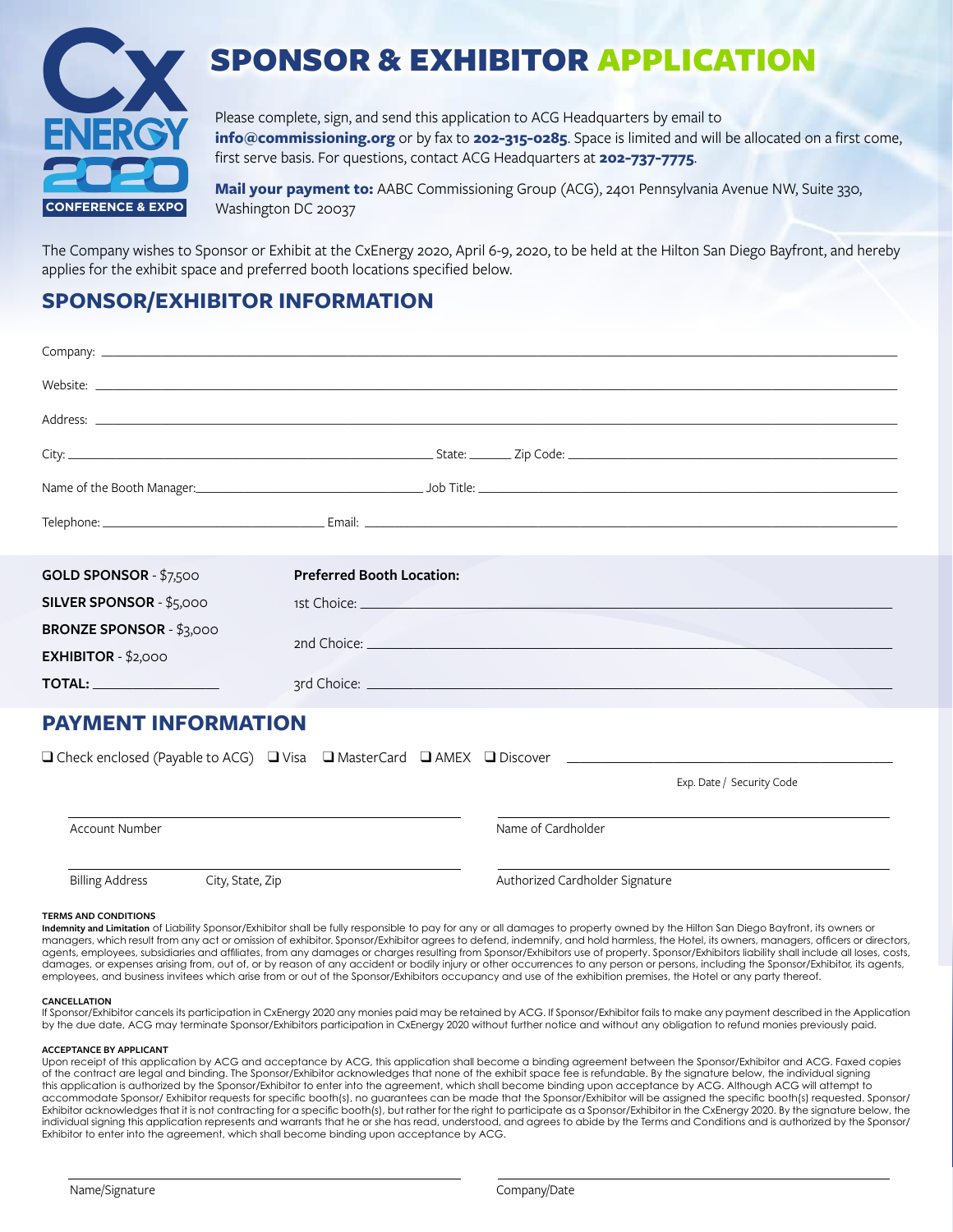# SPONSOR & EXHIBITOR APPLICATION

Please complete, sign, and send this application to ACG Headquarters by email to **info@commissioning.org** or by fax to **202-315-0285**. Space is limited and will be allocated on a first come, first serve basis. For questions, contact ACG Headquarters at **202-737-7775**.

**Mail your payment to:** AABC Commissioning Group (ACG), 2401 Pennsylvania Avenue NW, Suite 330, Washington DC 20037

The Company wishes to Sponsor or Exhibit at the CxEnergy 2020, April 6-9, 2020, to be held at the Hilton San Diego Bayfront, and hereby applies for the exhibit space and preferred booth locations specified below.

## SPONSOR/EXHIBITOR INFORMATION

Company: ______________________________

Website: ______________________________

Address: ______________________________

City: ____________ State: ______ Zip Code: ____________

Name of the Booth Manager: ____________ Job Title: ____________

Telephone: ____________ Email: ____________

**GOLD SPONSOR** - $7,500

**SILVER SPONSOR** - $5,000

**BRONZE SPONSOR** - $3,000

**EXHIBITOR** - $2,000

**TOTAL:** ____________

**Preferred Booth Location:**

1st Choice: ____________

2nd Choice: ____________

3rd Choice: ____________

## PAYMENT INFORMATION

❑ Check enclosed (Payable to ACG) ❑ Visa ❑ MasterCard ❑ AMEX ❑ Discover ____________

Exp. Date / Security Code

Account Number ____________ Name of Cardholder ____________

Billing Address City, State, Zip ____________ Authorized Cardholder Signature ____________

**TERMS AND CONDITIONS**

**Indemnity and Limitation** of Liability Sponsor/Exhibitor shall be fully responsible to pay for any or all damages to property owned by the Hilton San Diego Bayfront, its owners or managers, which result from any act or omission of exhibitor. Sponsor/Exhibitor agrees to defend, indemnify, and hold harmless, the Hotel, its owners, managers, officers or directors, agents, employees, subsidiaries and affiliates, from any damages or charges resulting from Sponsor/Exhibitors use of property. Sponsor/Exhibitors liability shall include all loses, costs, damages, or expenses arising from, out of, or by reason of any accident or bodily injury or other occurrences to any person or persons, including the Sponsor/Exhibitor, its agents, employees, and business invitees which arise from or out of the Sponsor/Exhibitors occupancy and use of the exhibition premises, the Hotel or any party thereof.

**CANCELLATION**

If Sponsor/Exhibitor cancels its participation in CxEnergy 2020 any monies paid may be retained by ACG. If Sponsor/Exhibitor fails to make any payment described in the Application by the due date, ACG may terminate Sponsor/Exhibitors participation in CxEnergy 2020 without further notice and without any obligation to refund monies previously paid.

**ACCEPTANCE BY APPLICANT**

Upon receipt of this application by ACG and acceptance by ACG, this application shall become a binding agreement between the Sponsor/Exhibitor and ACG. Faxed copies of the contract are legal and binding. The Sponsor/Exhibitor acknowledges that none of the exhibit space fee is refundable. By the signature below, the individual signing this application is authorized by the Sponsor/Exhibitor to enter into the agreement, which shall become binding upon acceptance by ACG. Although ACG will attempt to accommodate Sponsor/ Exhibitor requests for specific booth(s), no guarantees can be made that the Sponsor/Exhibitor will be assigned the specific booth(s) requested. Sponsor/ Exhibitor acknowledges that it is not contracting for a specific booth(s), but rather for the right to participate as a Sponsor/Exhibitor in the CxEnergy 2020. By the signature below, the individual signing this application represents and warrants that he or she has read, understood, and agrees to abide by the Terms and Conditions and is authorized by the Sponsor/ Exhibitor to enter into the agreement, which shall become binding upon acceptance by ACG.

Name/Signature ____________ Company/Date ____________